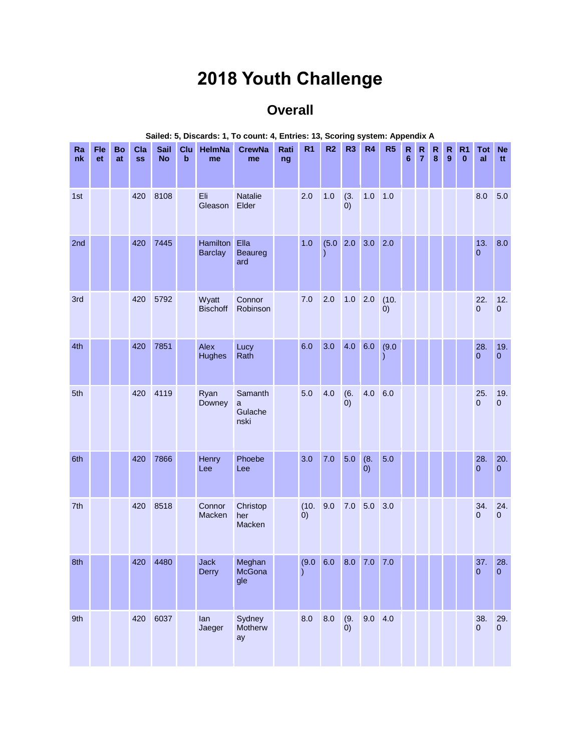# 2018 Youth Challenge

## Overall

**Sailed: 5, Discards: 1, To count: 4, Entries: 13, Scoring system: Appendix A**

| Rank | Fleet | Boat | Class | Sail No | Club | HelmName | CrewName | Rating | R1 | R2 | R3 | R4 | R5 | R6 | R7 | R8 | R9 | R10 | Total | Nett |
|---|---|---|---|---|---|---|---|---|---|---|---|---|---|---|---|---|---|---|---|---|
| 1st | | | 420 | 8108 | | Eli Gleason | Natalie Elder | | 2.0 | 1.0 | (3.0) | 1.0 | 1.0 | | | | | | 8.0 | 5.0 |
| 2nd | | | 420 | 7445 | | Hamilton Barclay | Ella Beauregard | | 1.0 | (5.0) | 2.0 | 3.0 | 2.0 | | | | | | 13.0 | 8.0 |
| 3rd | | | 420 | 5792 | | Wyatt Bischoff | Connor Robinson | | 7.0 | 2.0 | 1.0 | 2.0 | (10.0) | | | | | | 22.0 | 12.0 |
| 4th | | | 420 | 7851 | | Alex Hughes | Lucy Rath | | 6.0 | 3.0 | 4.0 | 6.0 | (9.0) | | | | | | 28.0 | 19.0 |
| 5th | | | 420 | 4119 | | Ryan Downey | Samantha Gulachenski | | 5.0 | 4.0 | (6.0) | 4.0 | 6.0 | | | | | | 25.0 | 19.0 |
| 6th | | | 420 | 7866 | | Henry Lee | Phoebe Lee | | 3.0 | 7.0 | 5.0 | (8.0) | 5.0 | | | | | | 28.0 | 20.0 |
| 7th | | | 420 | 8518 | | Connor Macken | Christopher Macken | | (10.0) | 9.0 | 7.0 | 5.0 | 3.0 | | | | | | 34.0 | 24.0 |
| 8th | | | 420 | 4480 | | Jack Derry | Meghan McGonagle | | (9.0) | 6.0 | 8.0 | 7.0 | 7.0 | | | | | | 37.0 | 28.0 |
| 9th | | | 420 | 6037 | | Ian Jaeger | Sydney Motherway | | 8.0 | 8.0 | (9.0) | 9.0 | 4.0 | | | | | | 38.0 | 29.0 |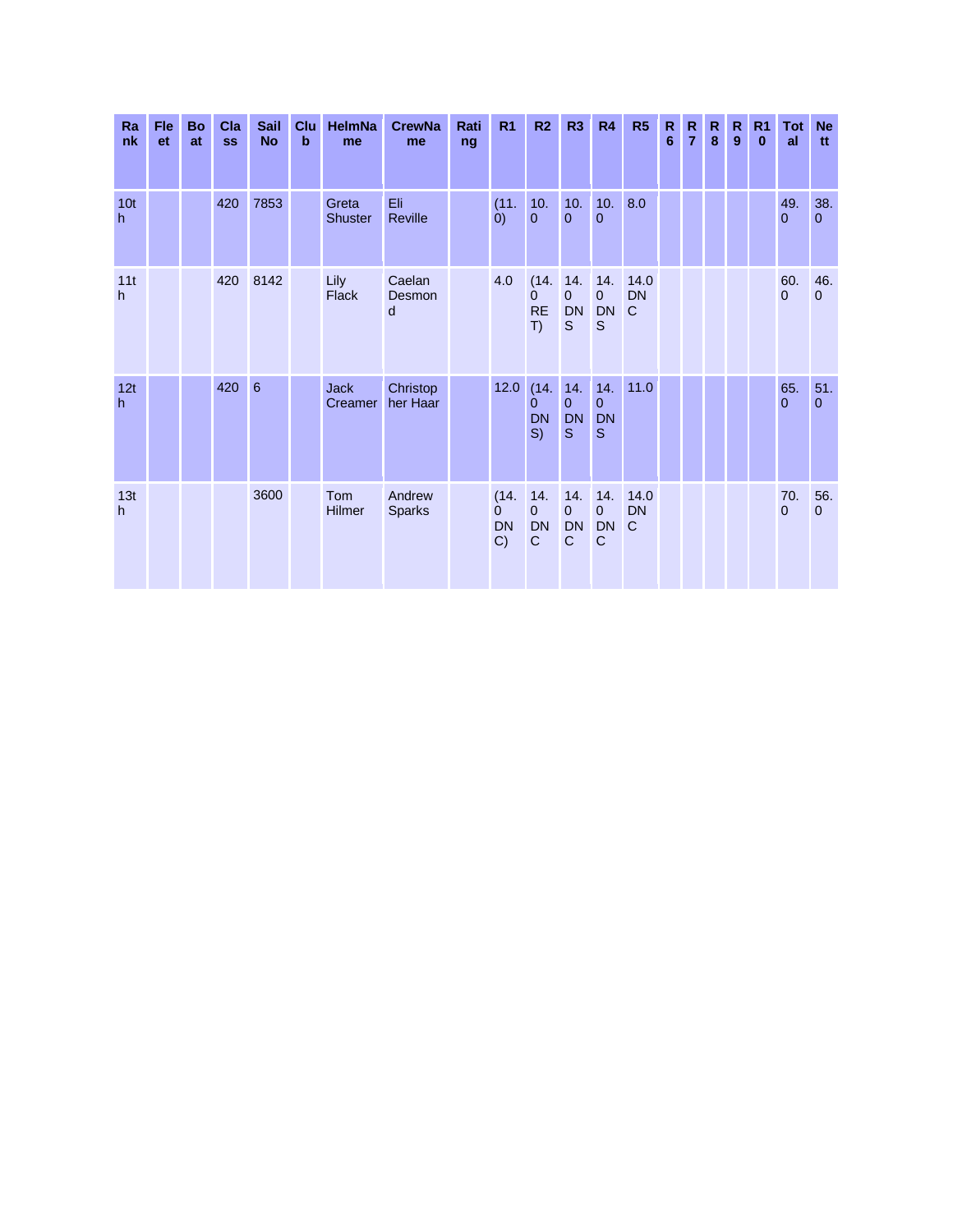| Rank | Fleet | Boat | Class | Sail No | Club | HelmName | CrewName | Rating | R1 | R2 | R3 | R4 | R5 | R6 | R7 | R8 | R9 | R10 | Total | Nett |
|---|---|---|---|---|---|---|---|---|---|---|---|---|---|---|---|---|---|---|---|---|
| 10th | | | 420 | 7853 | | Greta Shuster | Eli Reville | | (11.0) | 10.0 | 10.0 | 10.0 | 8.0 | | | | | | 49.0 | 38.0 |
| 11th | | | 420 | 8142 | | Lily Flack | Caelan Desmond | | 4.0 | (14.0 RET) | 14.0 DNS | 14.0 DNS | 14.0 DNC | | | | | | 60.0 | 46.0 |
| 12th | | | 420 | 6 | | Jack Creamer | Christopher Haar | | 12.0 | (14.0 DNS) | 14.0 DNS | 14.0 DNS | 11.0 | | | | | | 65.0 | 51.0 |
| 13th | | | | 3600 | | Tom Hilmer | Andrew Sparks | | (14.0 DNC) | 14.0 DNC | 14.0 DNC | 14.0 DNC | 14.0 DNC | | | | | | 70.0 | 56.0 |